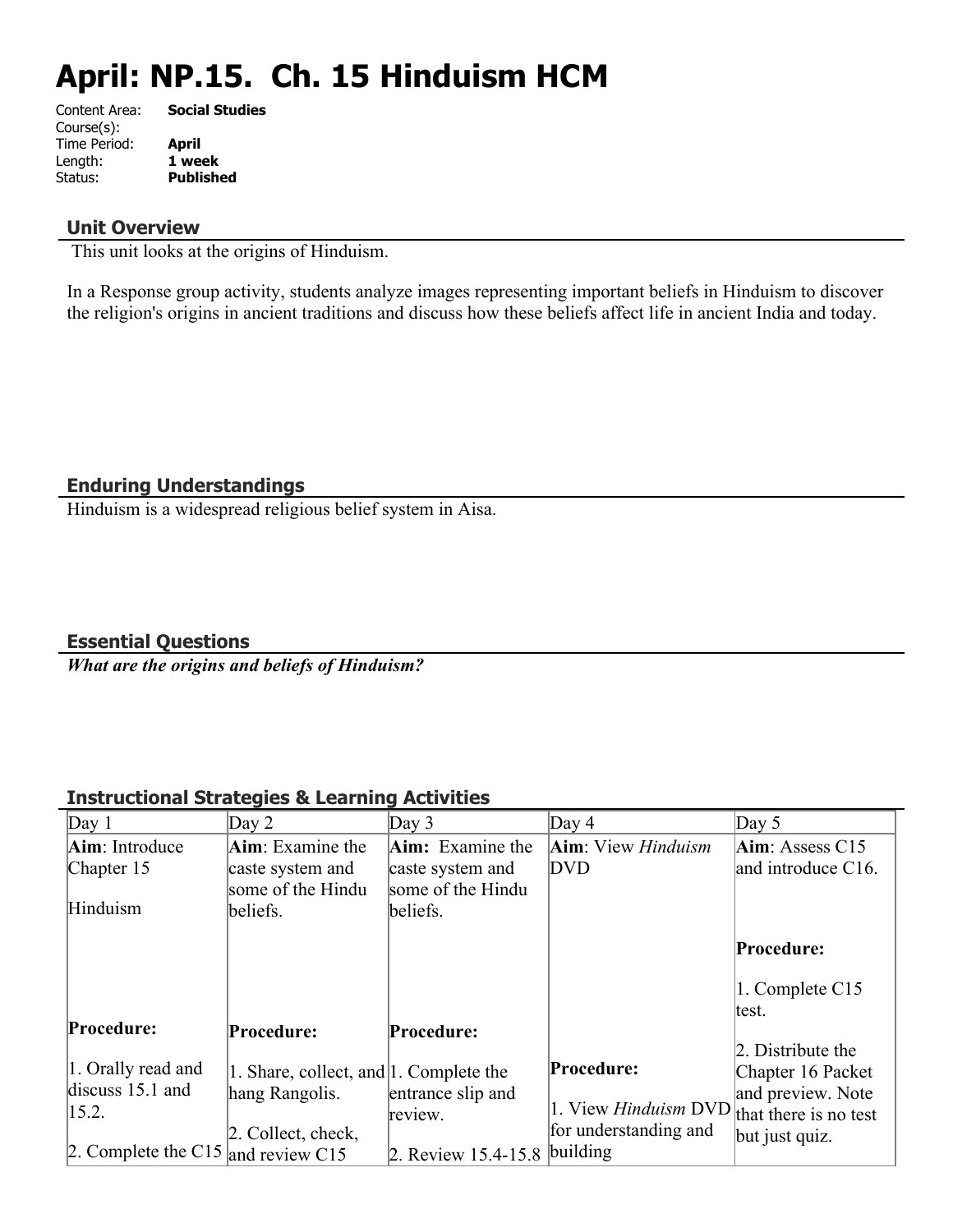# April: NP.15. Ch. 15 Hinduism HCM

Content Area: **Social Studies**
Course(s):
Time Period: **April**
Length: **1 week**
Status: **Published**

## Unit Overview

This unit looks at the origins of Hinduism.

In a Response group activity, students analyze images representing important beliefs in Hinduism to discover the religion's origins in ancient traditions and discuss how these beliefs affect life in ancient India and today.

## Enduring Understandings

Hinduism is a widespread religious belief system in Aisa.

## Essential Questions

***What are the origins and beliefs of Hinduism?***

## Instructional Strategies & Learning Activities

| Day 1 | Day 2 | Day 3 | Day 4 | Day 5 |
|---|---|---|---|---|
| **Aim**: Introduce Chapter 15<br><br>Hinduism<br><br>**Procedure:**<br><br>1. Orally read and discuss 15.1 and 15.2.<br><br>2. Complete the C15 | **Aim**: Examine the caste system and some of the Hindu beliefs.<br><br>**Procedure:**<br><br>1. Share, collect, and hang Rangolis.<br><br>2. Collect, check, and review C15 | **Aim:** Examine the caste system and some of the Hindu beliefs.<br><br>**Procedure:**<br><br>1. Complete the entrance slip and review.<br><br>2. Review 15.4-15.8 | **Aim**: View *Hinduism* DVD<br><br>**Procedure:**<br><br>1. View *Hinduism* DVD for understanding and building | **Aim**: Assess C15 and introduce C16.<br><br>**Procedure:**<br><br>1. Complete C15 test.<br><br>2. Distribute the Chapter 16 Packet and preview. Note that there is no test but just quiz. |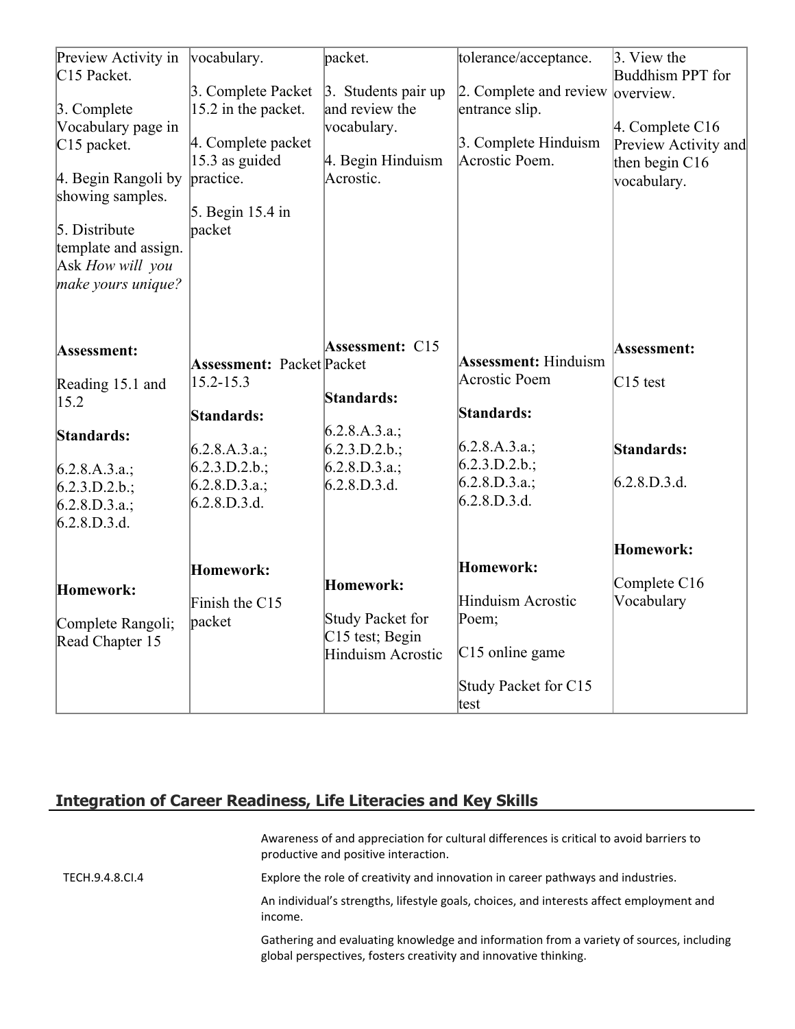| | | | | |
|---|---|---|---|---|
| Preview Activity in C15 Packet.<br><br>3. Complete Vocabulary page in C15 packet.<br><br>4. Begin Rangoli by showing samples.<br><br>5. Distribute template and assign. Ask *How will you make yours unique?*<br><br><br>**Assessment:**<br><br>Reading 15.1 and 15.2<br><br>**Standards:**<br><br>6.2.8.A.3.a.; 6.2.3.D.2.b.; 6.2.8.D.3.a.; 6.2.8.D.3.d.<br><br>**Homework:**<br><br>Complete Rangoli; Read Chapter 15 | vocabulary.<br><br>3. Complete Packet 15.2 in the packet.<br><br>4. Complete packet 15.3 as guided practice.<br><br>5. Begin 15.4 in packet<br><br><br>**Assessment:** Packet 15.2-15.3<br><br>**Standards:**<br><br>6.2.8.A.3.a.; 6.2.3.D.2.b.; 6.2.8.D.3.a.; 6.2.8.D.3.d.<br><br>**Homework:**<br><br>Finish the C15 packet | packet.<br><br>3. Students pair up and review the vocabulary.<br><br>4. Begin Hinduism Acrostic.<br><br><br>**Assessment:** C15 Packet<br><br>**Standards:**<br><br>6.2.8.A.3.a.; 6.2.3.D.2.b.; 6.2.8.D.3.a.; 6.2.8.D.3.d.<br><br>**Homework:**<br><br>Study Packet for C15 test; Begin Hinduism Acrostic | tolerance/acceptance.<br><br>2. Complete and review entrance slip.<br><br>3. Complete Hinduism Acrostic Poem.<br><br><br>**Assessment:** Hinduism Acrostic Poem<br><br>**Standards:**<br><br>6.2.8.A.3.a.; 6.2.3.D.2.b.; 6.2.8.D.3.a.; 6.2.8.D.3.d.<br><br>**Homework:**<br><br>Hinduism Acrostic Poem;<br><br>C15 online game<br><br>Study Packet for C15 test | 3. View the Buddhism PPT for overview.<br><br>4. Complete C16 Preview Activity and then begin C16 vocabulary.<br><br><br>**Assessment:**<br><br>C15 test<br><br>**Standards:**<br><br>6.2.8.D.3.d.<br><br>**Homework:**<br><br>Complete C16 Vocabulary |

## Integration of Career Readiness, Life Literacies and Key Skills

| | |
|---|---|
| | Awareness of and appreciation for cultural differences is critical to avoid barriers to productive and positive interaction. |
| TECH.9.4.8.CI.4 | Explore the role of creativity and innovation in career pathways and industries. |
| | An individual's strengths, lifestyle goals, choices, and interests affect employment and income. |
| | Gathering and evaluating knowledge and information from a variety of sources, including global perspectives, fosters creativity and innovative thinking. |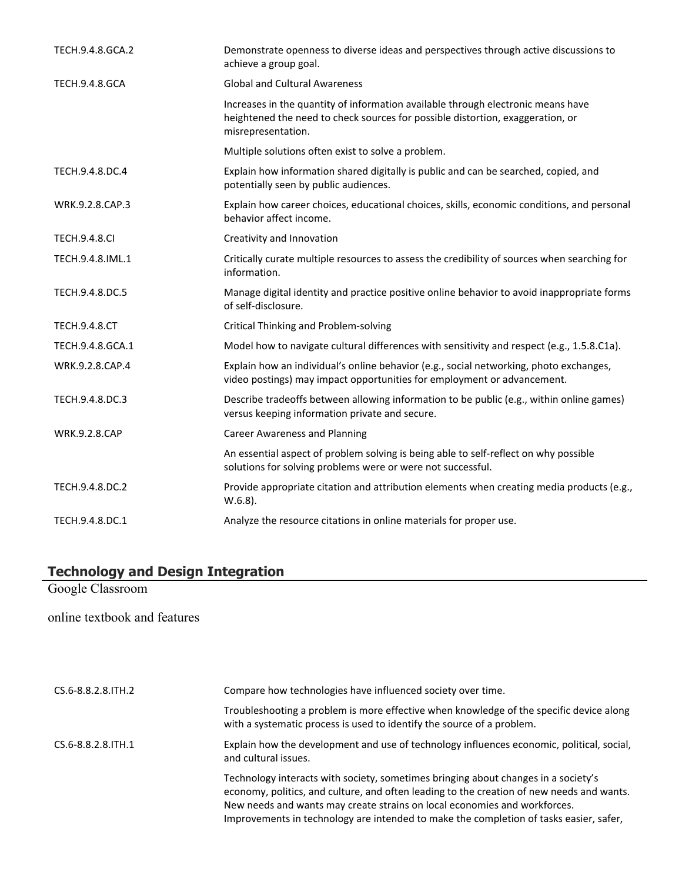| | |
|---|---|
| TECH.9.4.8.GCA.2 | Demonstrate openness to diverse ideas and perspectives through active discussions to achieve a group goal. |
| TECH.9.4.8.GCA | Global and Cultural Awareness |
| | Increases in the quantity of information available through electronic means have heightened the need to check sources for possible distortion, exaggeration, or misrepresentation. |
| | Multiple solutions often exist to solve a problem. |
| TECH.9.4.8.DC.4 | Explain how information shared digitally is public and can be searched, copied, and potentially seen by public audiences. |
| WRK.9.2.8.CAP.3 | Explain how career choices, educational choices, skills, economic conditions, and personal behavior affect income. |
| TECH.9.4.8.CI | Creativity and Innovation |
| TECH.9.4.8.IML.1 | Critically curate multiple resources to assess the credibility of sources when searching for information. |
| TECH.9.4.8.DC.5 | Manage digital identity and practice positive online behavior to avoid inappropriate forms of self-disclosure. |
| TECH.9.4.8.CT | Critical Thinking and Problem-solving |
| TECH.9.4.8.GCA.1 | Model how to navigate cultural differences with sensitivity and respect (e.g., 1.5.8.C1a). |
| WRK.9.2.8.CAP.4 | Explain how an individual's online behavior (e.g., social networking, photo exchanges, video postings) may impact opportunities for employment or advancement. |
| TECH.9.4.8.DC.3 | Describe tradeoffs between allowing information to be public (e.g., within online games) versus keeping information private and secure. |
| WRK.9.2.8.CAP | Career Awareness and Planning |
| | An essential aspect of problem solving is being able to self-reflect on why possible solutions for solving problems were or were not successful. |
| TECH.9.4.8.DC.2 | Provide appropriate citation and attribution elements when creating media products (e.g., W.6.8). |
| TECH.9.4.8.DC.1 | Analyze the resource citations in online materials for proper use. |

## Technology and Design Integration

Google Classroom

online textbook and features

| | |
|---|---|
| CS.6-8.8.2.8.ITH.2 | Compare how technologies have influenced society over time. |
| | Troubleshooting a problem is more effective when knowledge of the specific device along with a systematic process is used to identify the source of a problem. |
| CS.6-8.8.2.8.ITH.1 | Explain how the development and use of technology influences economic, political, social, and cultural issues. |
| | Technology interacts with society, sometimes bringing about changes in a society's economy, politics, and culture, and often leading to the creation of new needs and wants. New needs and wants may create strains on local economies and workforces. Improvements in technology are intended to make the completion of tasks easier, safer, |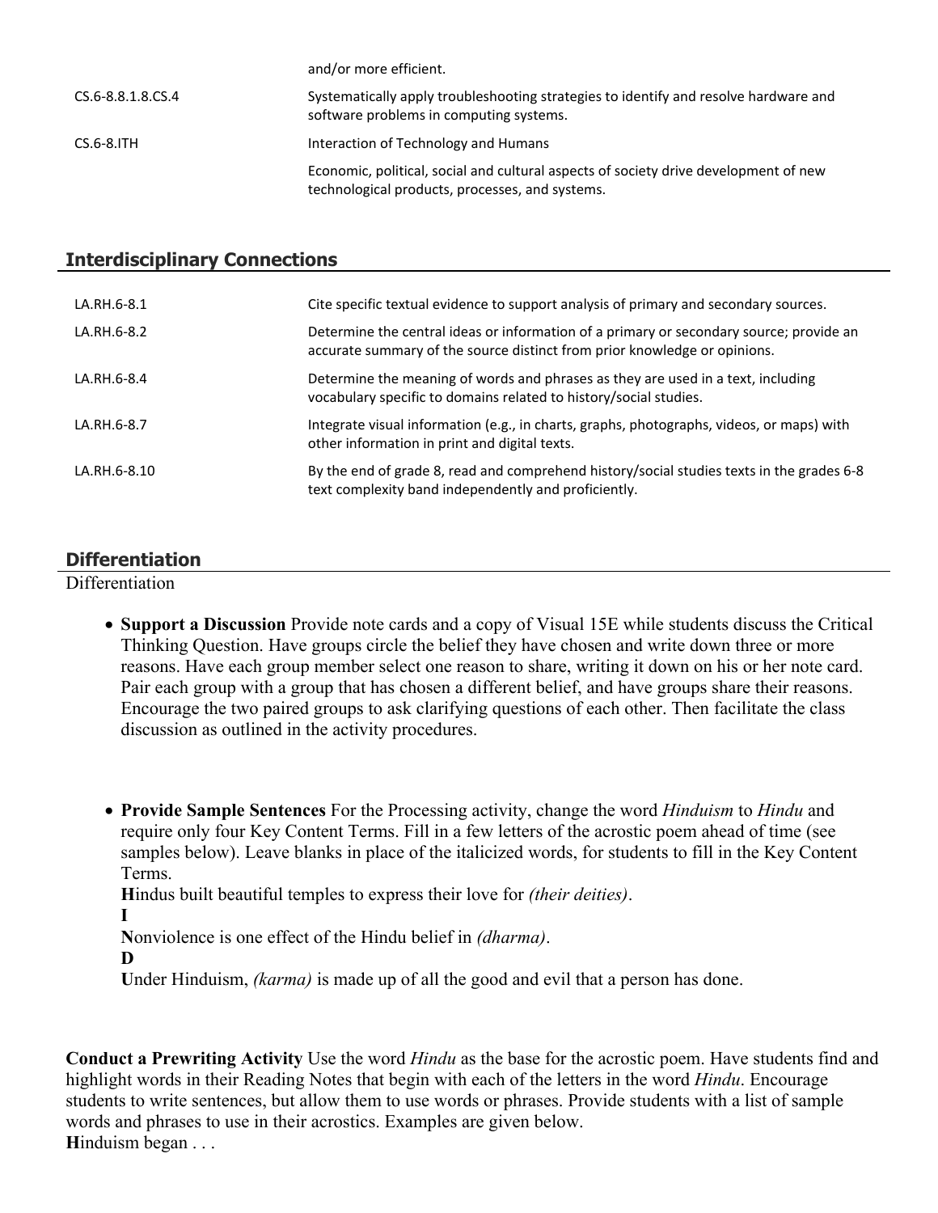| | |
|---|---|
| | and/or more efficient. |
| CS.6-8.8.1.8.CS.4 | Systematically apply troubleshooting strategies to identify and resolve hardware and software problems in computing systems. |
| CS.6-8.ITH | Interaction of Technology and Humans |
| | Economic, political, social and cultural aspects of society drive development of new technological products, processes, and systems. |

## Interdisciplinary Connections

| | |
|---|---|
| LA.RH.6-8.1 | Cite specific textual evidence to support analysis of primary and secondary sources. |
| LA.RH.6-8.2 | Determine the central ideas or information of a primary or secondary source; provide an accurate summary of the source distinct from prior knowledge or opinions. |
| LA.RH.6-8.4 | Determine the meaning of words and phrases as they are used in a text, including vocabulary specific to domains related to history/social studies. |
| LA.RH.6-8.7 | Integrate visual information (e.g., in charts, graphs, photographs, videos, or maps) with other information in print and digital texts. |
| LA.RH.6-8.10 | By the end of grade 8, read and comprehend history/social studies texts in the grades 6-8 text complexity band independently and proficiently. |

## Differentiation

Differentiation

- **Support a Discussion** Provide note cards and a copy of Visual 15E while students discuss the Critical Thinking Question. Have groups circle the belief they have chosen and write down three or more reasons. Have each group member select one reason to share, writing it down on his or her note card. Pair each group with a group that has chosen a different belief, and have groups share their reasons. Encourage the two paired groups to ask clarifying questions of each other. Then facilitate the class discussion as outlined in the activity procedures.

- **Provide Sample Sentences** For the Processing activity, change the word *Hinduism* to *Hindu* and require only four Key Content Terms. Fill in a few letters of the acrostic poem ahead of time (see samples below). Leave blanks in place of the italicized words, for students to fill in the Key Content Terms.
  **H**indus built beautiful temples to express their love for *(their deities)*.
  **I**
  **N**onviolence is one effect of the Hindu belief in *(dharma)*.
  **D**
  **U**nder Hinduism, *(karma)* is made up of all the good and evil that a person has done.

**Conduct a Prewriting Activity** Use the word *Hindu* as the base for the acrostic poem. Have students find and highlight words in their Reading Notes that begin with each of the letters in the word *Hindu*. Encourage students to write sentences, but allow them to use words or phrases. Provide students with a list of sample words and phrases to use in their acrostics. Examples are given below.
**H**induism began . . .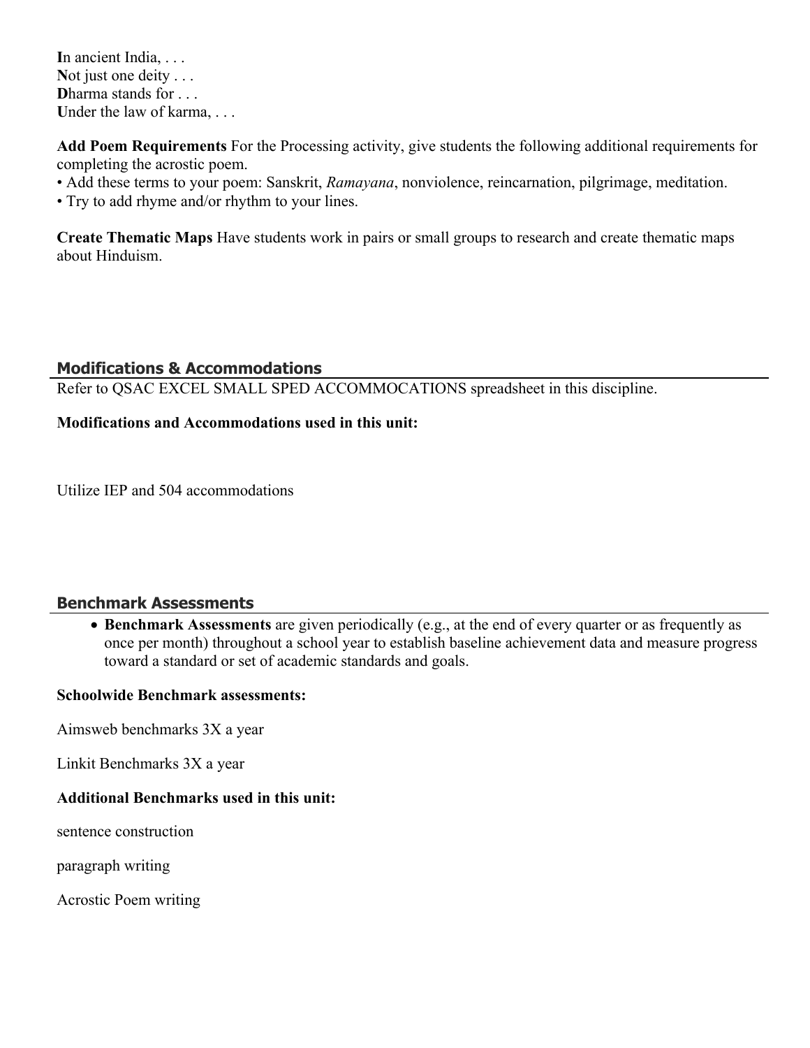**I**n ancient India, . . .
**N**ot just one deity . . .
**D**harma stands for . . .
**U**nder the law of karma, . . .

**Add Poem Requirements** For the Processing activity, give students the following additional requirements for completing the acrostic poem.

- Add these terms to your poem: Sanskrit, *Ramayana*, nonviolence, reincarnation, pilgrimage, meditation.
- Try to add rhyme and/or rhythm to your lines.

**Create Thematic Maps** Have students work in pairs or small groups to research and create thematic maps about Hinduism.

## Modifications & Accommodations

Refer to QSAC EXCEL SMALL SPED ACCOMMOCATIONS spreadsheet in this discipline.

**Modifications and Accommodations used in this unit:**

Utilize IEP and 504 accommodations

## Benchmark Assessments

- **Benchmark Assessments** are given periodically (e.g., at the end of every quarter or as frequently as once per month) throughout a school year to establish baseline achievement data and measure progress toward a standard or set of academic standards and goals.

**Schoolwide Benchmark assessments:**

Aimsweb benchmarks 3X a year

Linkit Benchmarks 3X a year

**Additional Benchmarks used in this unit:**

sentence construction

paragraph writing

Acrostic Poem writing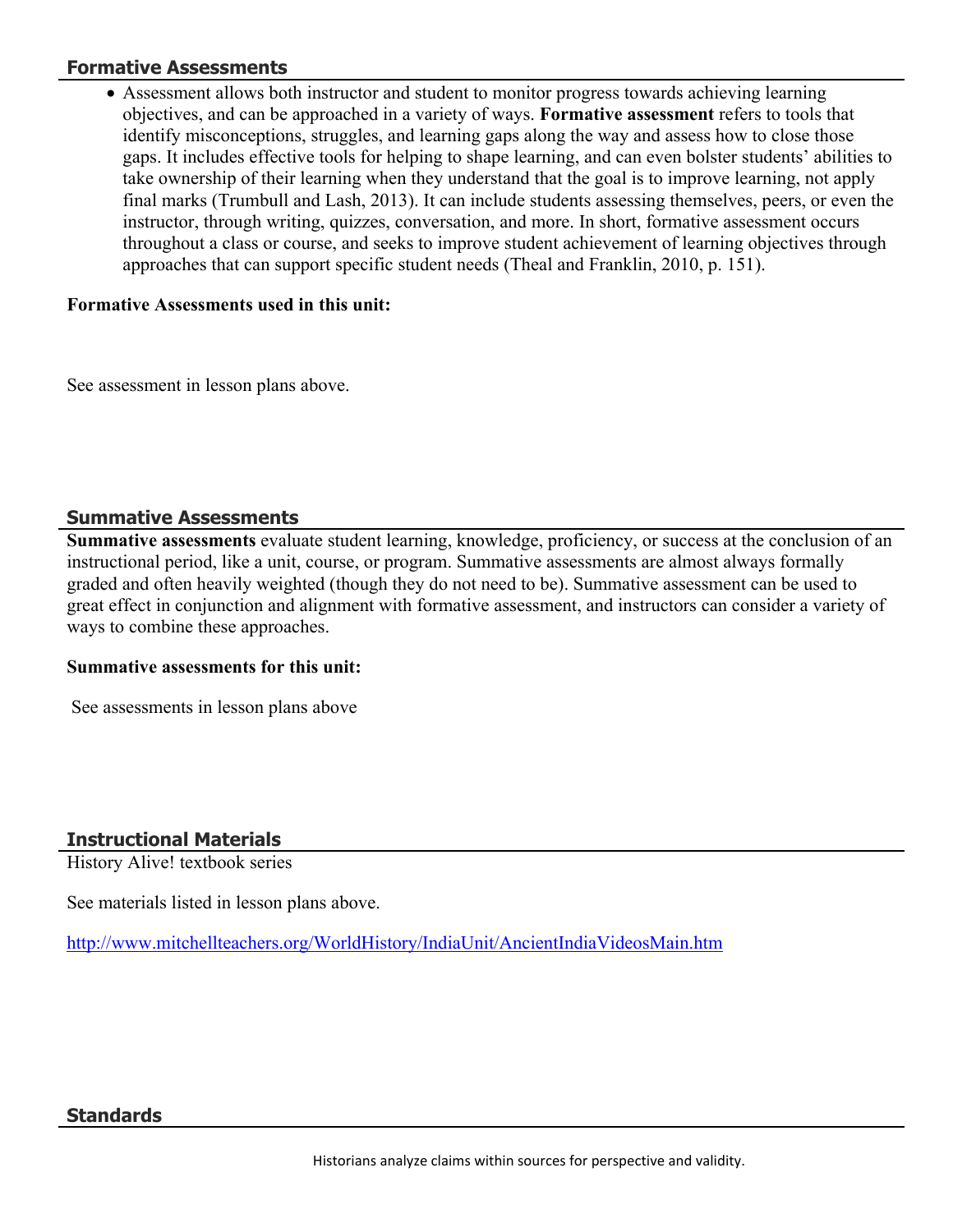## Formative Assessments

- Assessment allows both instructor and student to monitor progress towards achieving learning objectives, and can be approached in a variety of ways. **Formative assessment** refers to tools that identify misconceptions, struggles, and learning gaps along the way and assess how to close those gaps. It includes effective tools for helping to shape learning, and can even bolster students' abilities to take ownership of their learning when they understand that the goal is to improve learning, not apply final marks (Trumbull and Lash, 2013). It can include students assessing themselves, peers, or even the instructor, through writing, quizzes, conversation, and more. In short, formative assessment occurs throughout a class or course, and seeks to improve student achievement of learning objectives through approaches that can support specific student needs (Theal and Franklin, 2010, p. 151).

**Formative Assessments used in this unit:**

See assessment in lesson plans above.

## Summative Assessments

**Summative assessments** evaluate student learning, knowledge, proficiency, or success at the conclusion of an instructional period, like a unit, course, or program. Summative assessments are almost always formally graded and often heavily weighted (though they do not need to be). Summative assessment can be used to great effect in conjunction and alignment with formative assessment, and instructors can consider a variety of ways to combine these approaches.

**Summative assessments for this unit:**

See assessments in lesson plans above

## Instructional Materials

History Alive! textbook series

See materials listed in lesson plans above.

http://www.mitchellteachers.org/WorldHistory/IndiaUnit/AncientIndiaVideosMain.htm

## Standards

Historians analyze claims within sources for perspective and validity.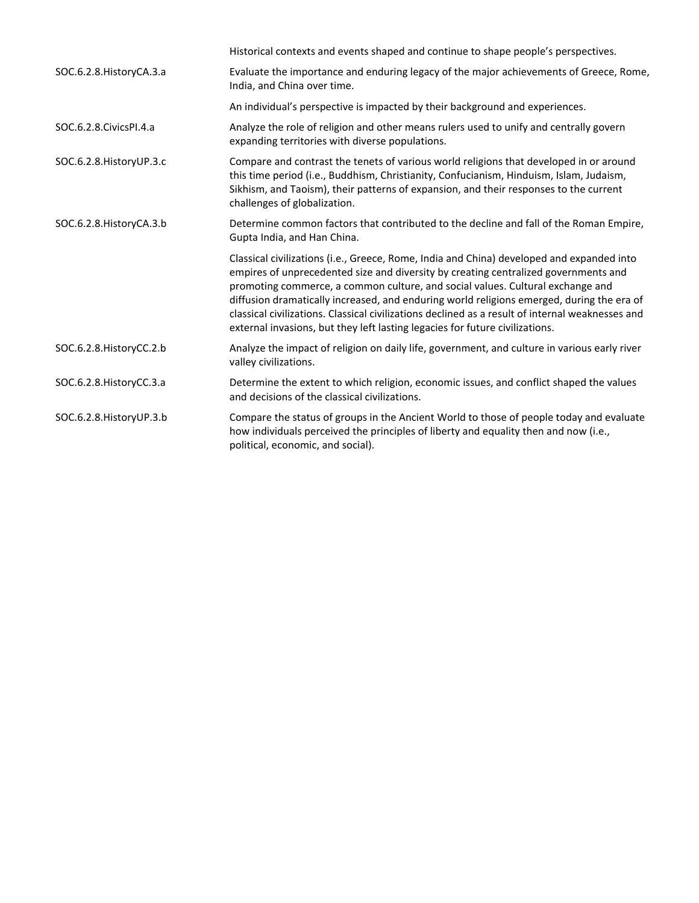| | |
|---|---|
| | Historical contexts and events shaped and continue to shape people's perspectives. |
| SOC.6.2.8.HistoryCA.3.a | Evaluate the importance and enduring legacy of the major achievements of Greece, Rome, India, and China over time. |
| | An individual's perspective is impacted by their background and experiences. |
| SOC.6.2.8.CivicsPI.4.a | Analyze the role of religion and other means rulers used to unify and centrally govern expanding territories with diverse populations. |
| SOC.6.2.8.HistoryUP.3.c | Compare and contrast the tenets of various world religions that developed in or around this time period (i.e., Buddhism, Christianity, Confucianism, Hinduism, Islam, Judaism, Sikhism, and Taoism), their patterns of expansion, and their responses to the current challenges of globalization. |
| SOC.6.2.8.HistoryCA.3.b | Determine common factors that contributed to the decline and fall of the Roman Empire, Gupta India, and Han China. |
| | Classical civilizations (i.e., Greece, Rome, India and China) developed and expanded into empires of unprecedented size and diversity by creating centralized governments and promoting commerce, a common culture, and social values. Cultural exchange and diffusion dramatically increased, and enduring world religions emerged, during the era of classical civilizations. Classical civilizations declined as a result of internal weaknesses and external invasions, but they left lasting legacies for future civilizations. |
| SOC.6.2.8.HistoryCC.2.b | Analyze the impact of religion on daily life, government, and culture in various early river valley civilizations. |
| SOC.6.2.8.HistoryCC.3.a | Determine the extent to which religion, economic issues, and conflict shaped the values and decisions of the classical civilizations. |
| SOC.6.2.8.HistoryUP.3.b | Compare the status of groups in the Ancient World to those of people today and evaluate how individuals perceived the principles of liberty and equality then and now (i.e., political, economic, and social). |